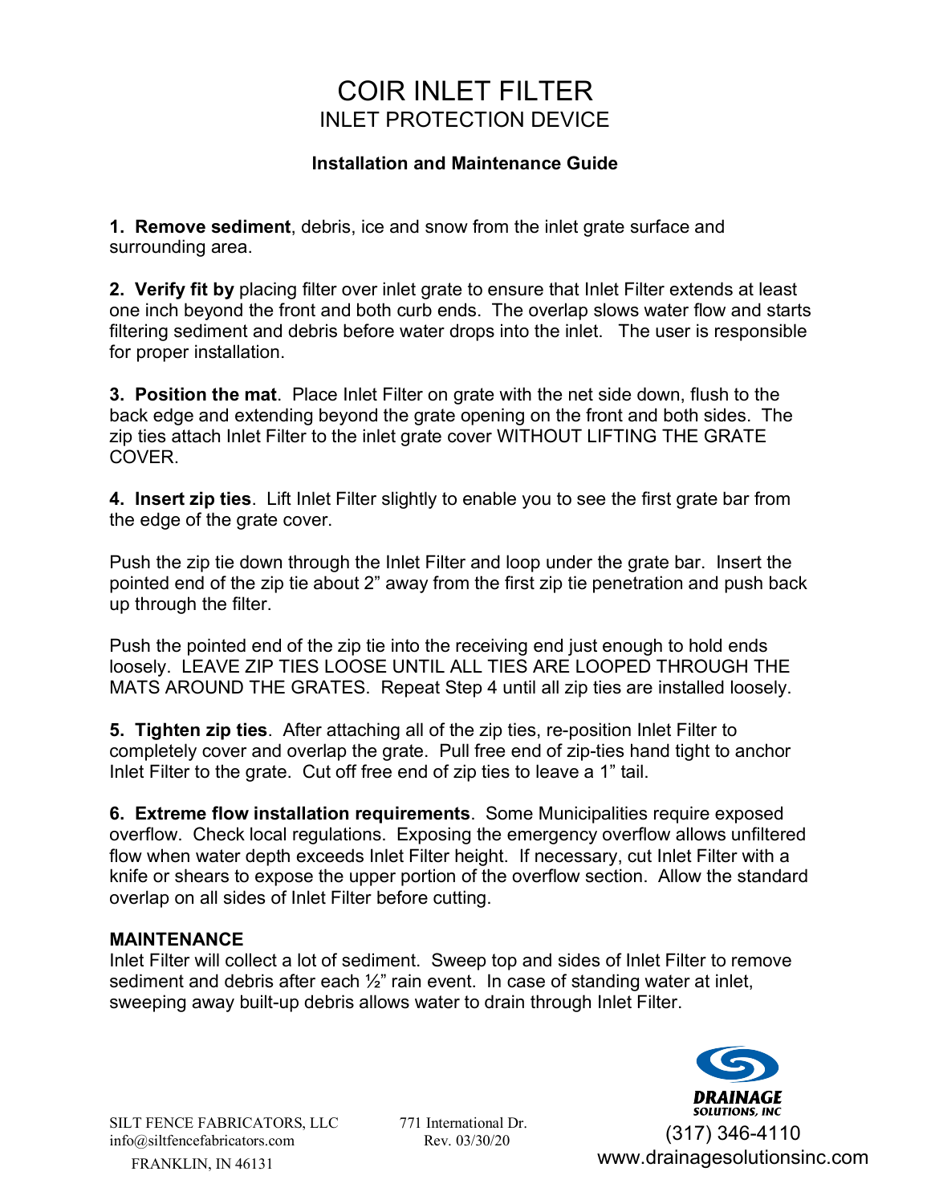# COIR INLET FILTER

## INLET PROTECTION DEVICE

### Installation and Maintenance Guide

**1. Remove sediment**, debris, ice and snow from the inlet grate surface and surrounding area.

**2. Verify fit by** placing filter over inlet grate to ensure that Inlet Filter extends at least one inch beyond the front and both curb ends. The overlap slows water flow and starts filtering sediment and debris before water drops into the inlet. The user is responsible for proper installation.

**3. Position the mat**. Place Inlet Filter on grate with the net side down, flush to the back edge and extending beyond the grate opening on the front and both sides. The zip ties attach Inlet Filter to the inlet grate cover WITHOUT LIFTING THE GRATE COVER.

**4. Insert zip ties**. Lift Inlet Filter slightly to enable you to see the first grate bar from the edge of the grate cover.

Push the zip tie down through the Inlet Filter and loop under the grate bar. Insert the pointed end of the zip tie about 2" away from the first zip tie penetration and push back up through the filter.

Push the pointed end of the zip tie into the receiving end just enough to hold ends loosely. LEAVE ZIP TIES LOOSE UNTIL ALL TIES ARE LOOPED THROUGH THE MATS AROUND THE GRATES. Repeat Step 4 until all zip ties are installed loosely.

**5. Tighten zip ties**. After attaching all of the zip ties, re-position Inlet Filter to completely cover and overlap the grate. Pull free end of zip-ties hand tight to anchor Inlet Filter to the grate. Cut off free end of zip ties to leave a 1" tail.

**6. Extreme flow installation requirements**. Some Municipalities require exposed overflow. Check local regulations. Exposing the emergency overflow allows unfiltered flow when water depth exceeds Inlet Filter height. If necessary, cut Inlet Filter with a knife or shears to expose the upper portion of the overflow section. Allow the standard overlap on all sides of Inlet Filter before cutting.

**MAINTENANCE**

Inlet Filter will collect a lot of sediment. Sweep top and sides of Inlet Filter to remove sediment and debris after each ½" rain event. In case of standing water at inlet, sweeping away built-up debris allows water to drain through Inlet Filter.

SILT FENCE FABRICATORS, LLC
info@siltfencefabricators.com
FRANKLIN, IN 46131

771 International Dr.
Rev. 03/30/20

DRAINAGE SOLUTIONS, INC
(317) 346-4110
www.drainagesolutionsinc.com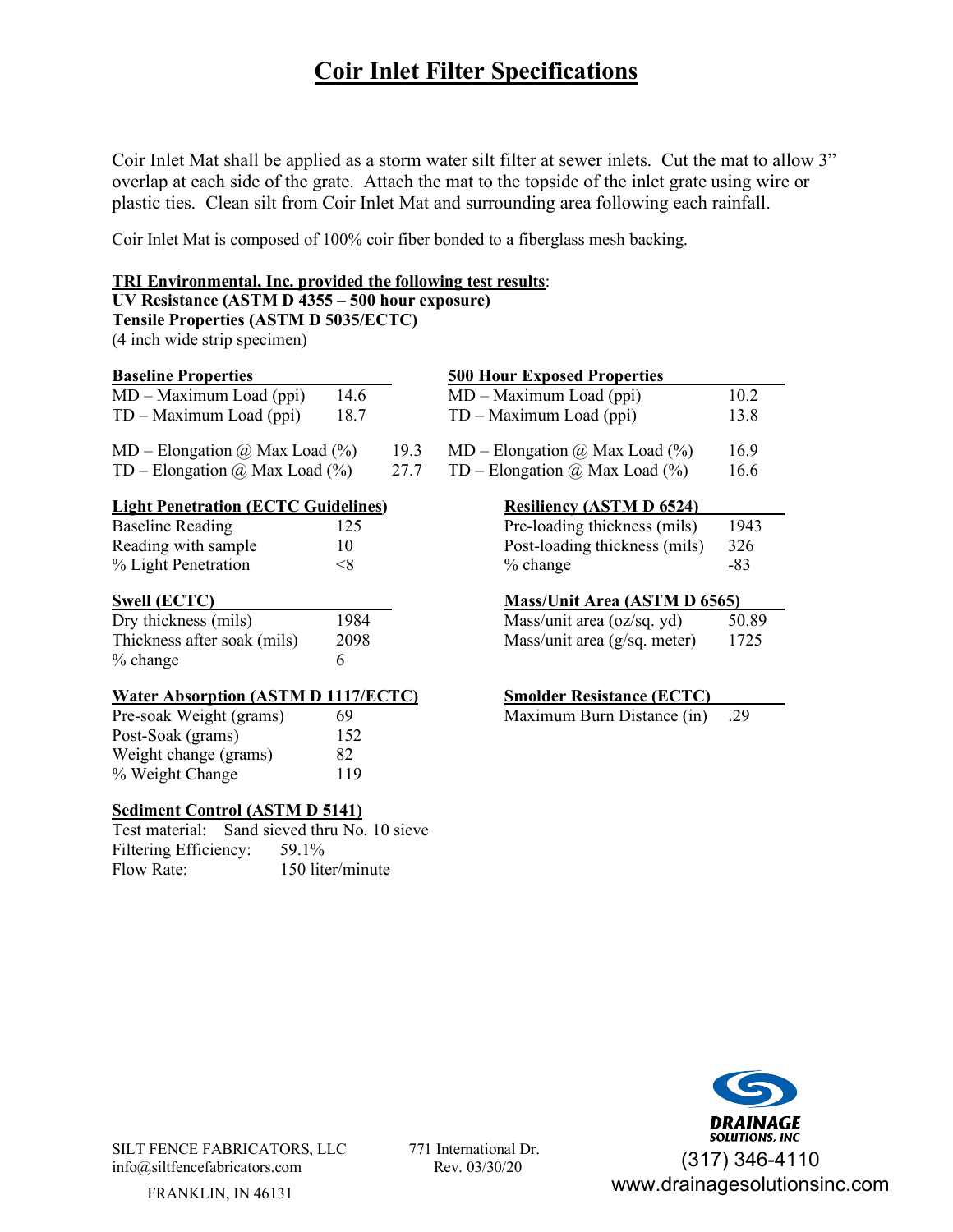# Coir Inlet Filter Specifications

Coir Inlet Mat shall be applied as a storm water silt filter at sewer inlets. Cut the mat to allow 3" overlap at each side of the grate. Attach the mat to the topside of the inlet grate using wire or plastic ties. Clean silt from Coir Inlet Mat and surrounding area following each rainfall.

Coir Inlet Mat is composed of 100% coir fiber bonded to a fiberglass mesh backing.

**TRI Environmental, Inc. provided the following test results**:
**UV Resistance (ASTM D 4355 – 500 hour exposure)**
**Tensile Properties (ASTM D 5035/ECTC)**
(4 inch wide strip specimen)

| **Baseline Properties** | | **500 Hour Exposed Properties** | |
|---|---|---|---|
| MD – Maximum Load (ppi) | 14.6 | MD – Maximum Load (ppi) | 10.2 |
| TD – Maximum Load (ppi) | 18.7 | TD – Maximum Load (ppi) | 13.8 |
| MD – Elongation @ Max Load (%) | 19.3 | MD – Elongation @ Max Load (%) | 16.9 |
| TD – Elongation @ Max Load (%) | 27.7 | TD – Elongation @ Max Load (%) | 16.6 |

| **Light Penetration (ECTC Guidelines)** | |
|---|---|
| Baseline Reading | 125 |
| Reading with sample | 10 |
| % Light Penetration | <8 |

| **Resiliency (ASTM D 6524)** | |
|---|---|
| Pre-loading thickness (mils) | 1943 |
| Post-loading thickness (mils) | 326 |
| % change | -83 |

| **Swell (ECTC)** | |
|---|---|
| Dry thickness (mils) | 1984 |
| Thickness after soak (mils) | 2098 |
| % change | 6 |

| **Mass/Unit Area (ASTM D 6565)** | |
|---|---|
| Mass/unit area (oz/sq. yd) | 50.89 |
| Mass/unit area (g/sq. meter) | 1725 |

| **Water Absorption (ASTM D 1117/ECTC)** | |
|---|---|
| Pre-soak Weight (grams) | 69 |
| Post-Soak (grams) | 152 |
| Weight change (grams) | 82 |
| % Weight Change | 119 |

| **Smolder Resistance (ECTC)** | |
|---|---|
| Maximum Burn Distance (in) | .29 |

**Sediment Control (ASTM D 5141)**

Test material: Sand sieved thru No. 10 sieve
Filtering Efficiency: 59.1%
Flow Rate: 150 liter/minute

SILT FENCE FABRICATORS, LLC
info@siltfencefabricators.com
FRANKLIN, IN 46131

771 International Dr.
Rev. 03/30/20

DRAINAGE SOLUTIONS, INC
(317) 346-4110
www.drainagesolutionsinc.com